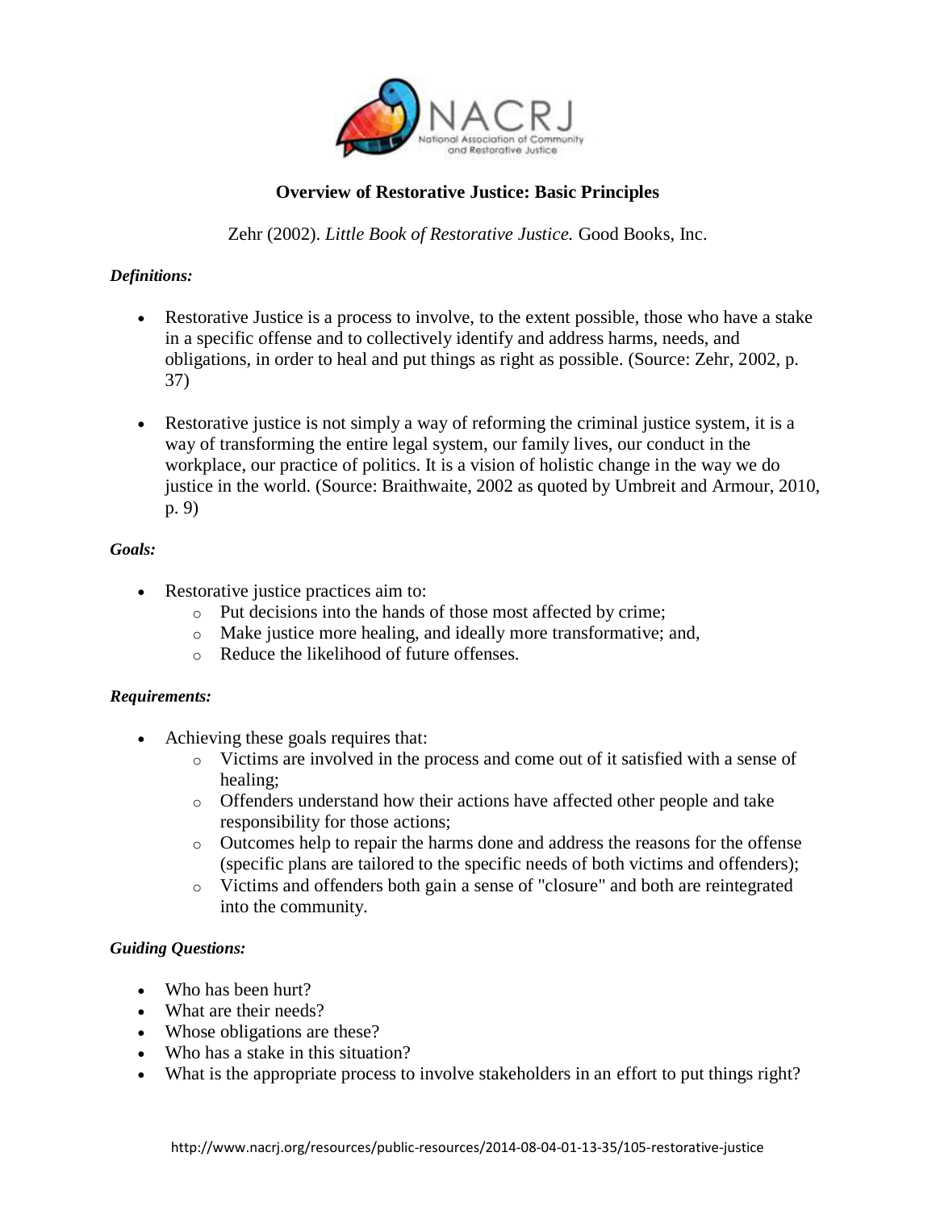# Overview of Restorative Justice: Basic Principles

Zehr (2002). *Little Book of Restorative Justice.* Good Books, Inc.

***Definitions:***

- Restorative Justice is a process to involve, to the extent possible, those who have a stake in a specific offense and to collectively identify and address harms, needs, and obligations, in order to heal and put things as right as possible. (Source: Zehr, 2002, p. 37)
- Restorative justice is not simply a way of reforming the criminal justice system, it is a way of transforming the entire legal system, our family lives, our conduct in the workplace, our practice of politics. It is a vision of holistic change in the way we do justice in the world. (Source: Braithwaite, 2002 as quoted by Umbreit and Armour, 2010, p. 9)

***Goals:***

- Restorative justice practices aim to:
  - Put decisions into the hands of those most affected by crime;
  - Make justice more healing, and ideally more transformative; and,
  - Reduce the likelihood of future offenses.

***Requirements:***

- Achieving these goals requires that:
  - Victims are involved in the process and come out of it satisfied with a sense of healing;
  - Offenders understand how their actions have affected other people and take responsibility for those actions;
  - Outcomes help to repair the harms done and address the reasons for the offense (specific plans are tailored to the specific needs of both victims and offenders);
  - Victims and offenders both gain a sense of "closure" and both are reintegrated into the community.

***Guiding Questions:***

- Who has been hurt?
- What are their needs?
- Whose obligations are these?
- Who has a stake in this situation?
- What is the appropriate process to involve stakeholders in an effort to put things right?

http://www.nacrj.org/resources/public-resources/2014-08-04-01-13-35/105-restorative-justice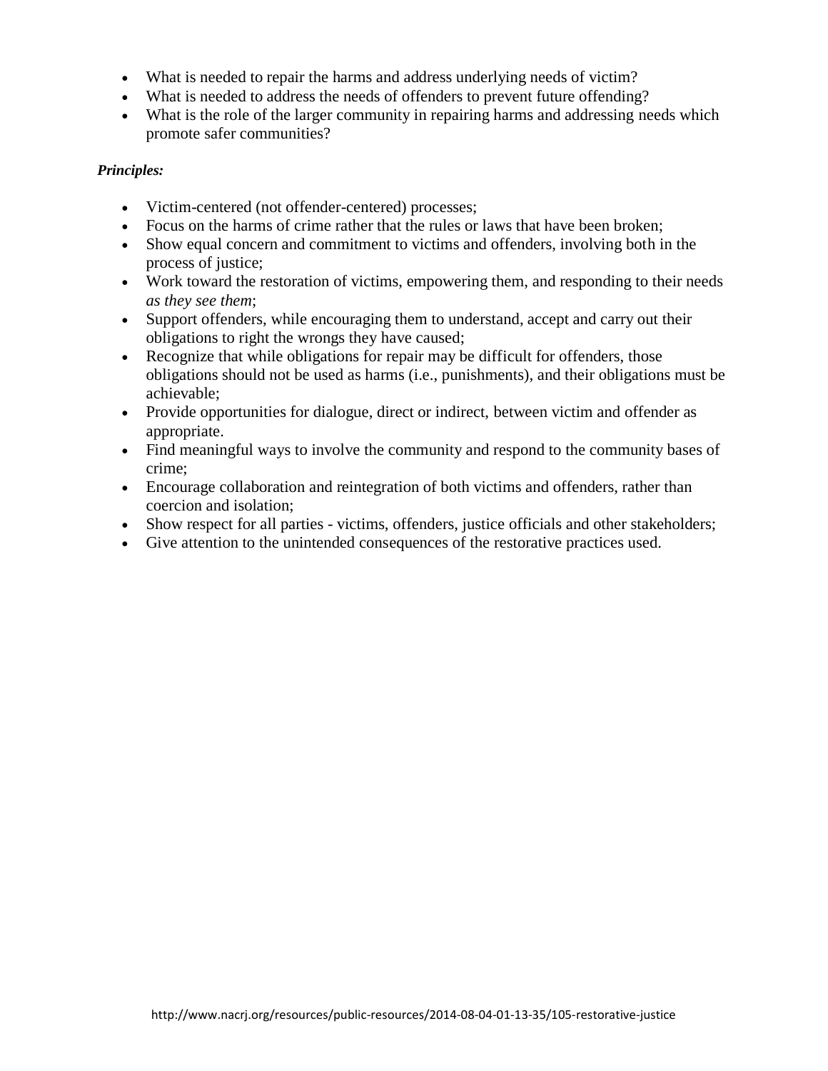- What is needed to repair the harms and address underlying needs of victim?
- What is needed to address the needs of offenders to prevent future offending?
- What is the role of the larger community in repairing harms and addressing needs which promote safer communities?

***Principles:***

- Victim-centered (not offender-centered) processes;
- Focus on the harms of crime rather that the rules or laws that have been broken;
- Show equal concern and commitment to victims and offenders, involving both in the process of justice;
- Work toward the restoration of victims, empowering them, and responding to their needs *as they see them*;
- Support offenders, while encouraging them to understand, accept and carry out their obligations to right the wrongs they have caused;
- Recognize that while obligations for repair may be difficult for offenders, those obligations should not be used as harms (i.e., punishments), and their obligations must be achievable;
- Provide opportunities for dialogue, direct or indirect, between victim and offender as appropriate.
- Find meaningful ways to involve the community and respond to the community bases of crime;
- Encourage collaboration and reintegration of both victims and offenders, rather than coercion and isolation;
- Show respect for all parties - victims, offenders, justice officials and other stakeholders;
- Give attention to the unintended consequences of the restorative practices used.

http://www.nacrj.org/resources/public-resources/2014-08-04-01-13-35/105-restorative-justice